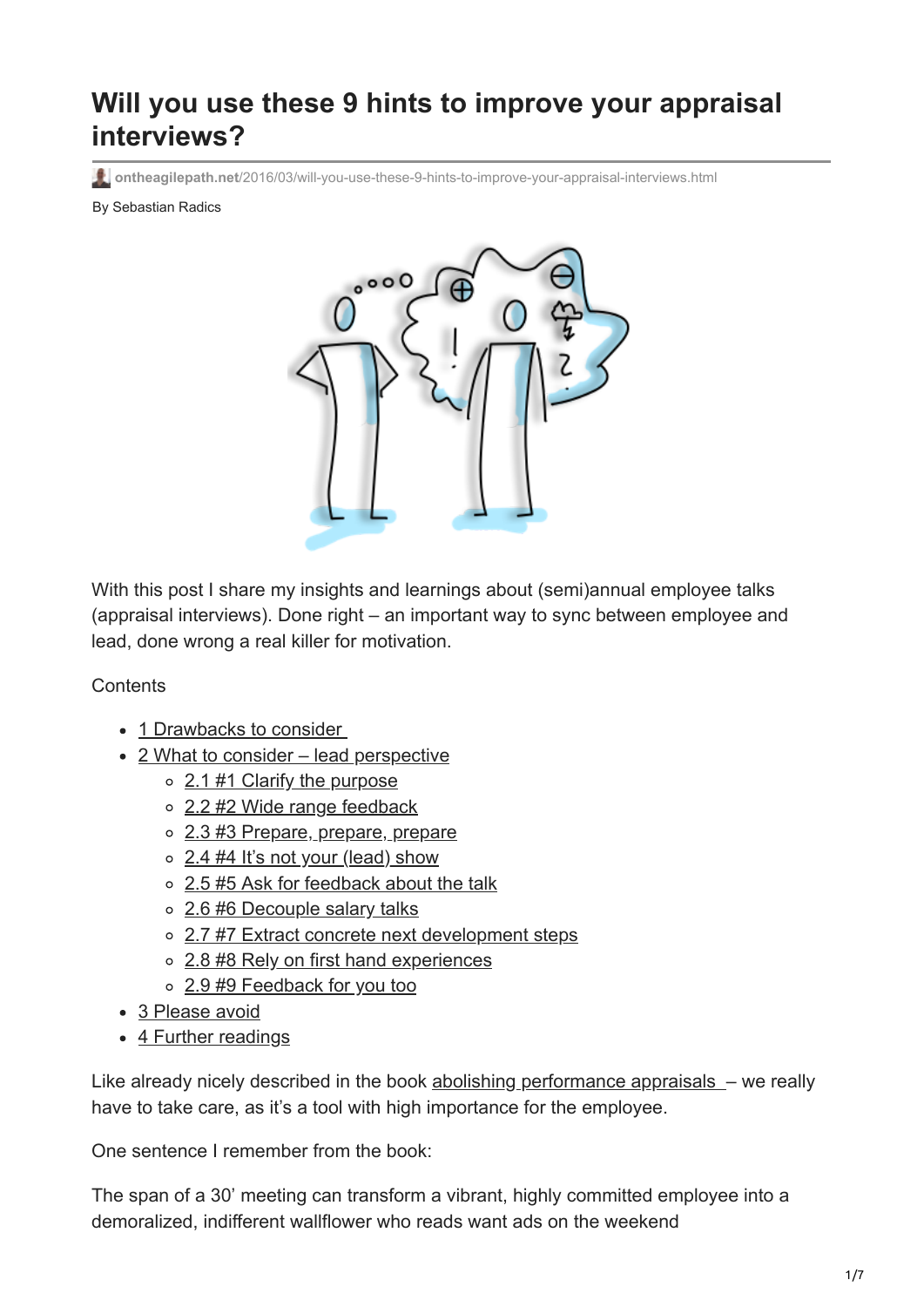# Will you use these 9 hints to improve your appraisal interviews?

ontheagilepath.net/2016/03/will-you-use-these-9-hints-to-improve-your-appraisal-interviews.html

By Sebastian Radics

With this post I share my insights and learnings about (semi)annual employee talks (appraisal interviews). Done right – an important way to sync between employee and lead, done wrong a real killer for motivation.

Contents

- 1 Drawbacks to consider
- 2 What to consider – lead perspective
  - 2.1 #1 Clarify the purpose
  - 2.2 #2 Wide range feedback
  - 2.3 #3 Prepare, prepare, prepare
  - 2.4 #4 It's not your (lead) show
  - 2.5 #5 Ask for feedback about the talk
  - 2.6 #6 Decouple salary talks
  - 2.7 #7 Extract concrete next development steps
  - 2.8 #8 Rely on first hand experiences
  - 2.9 #9 Feedback for you too
- 3 Please avoid
- 4 Further readings

Like already nicely described in the book abolishing performance appraisals – we really have to take care, as it's a tool with high importance for the employee.

One sentence I remember from the book:

The span of a 30' meeting can transform a vibrant, highly committed employee into a demoralized, indifferent wallflower who reads want ads on the weekend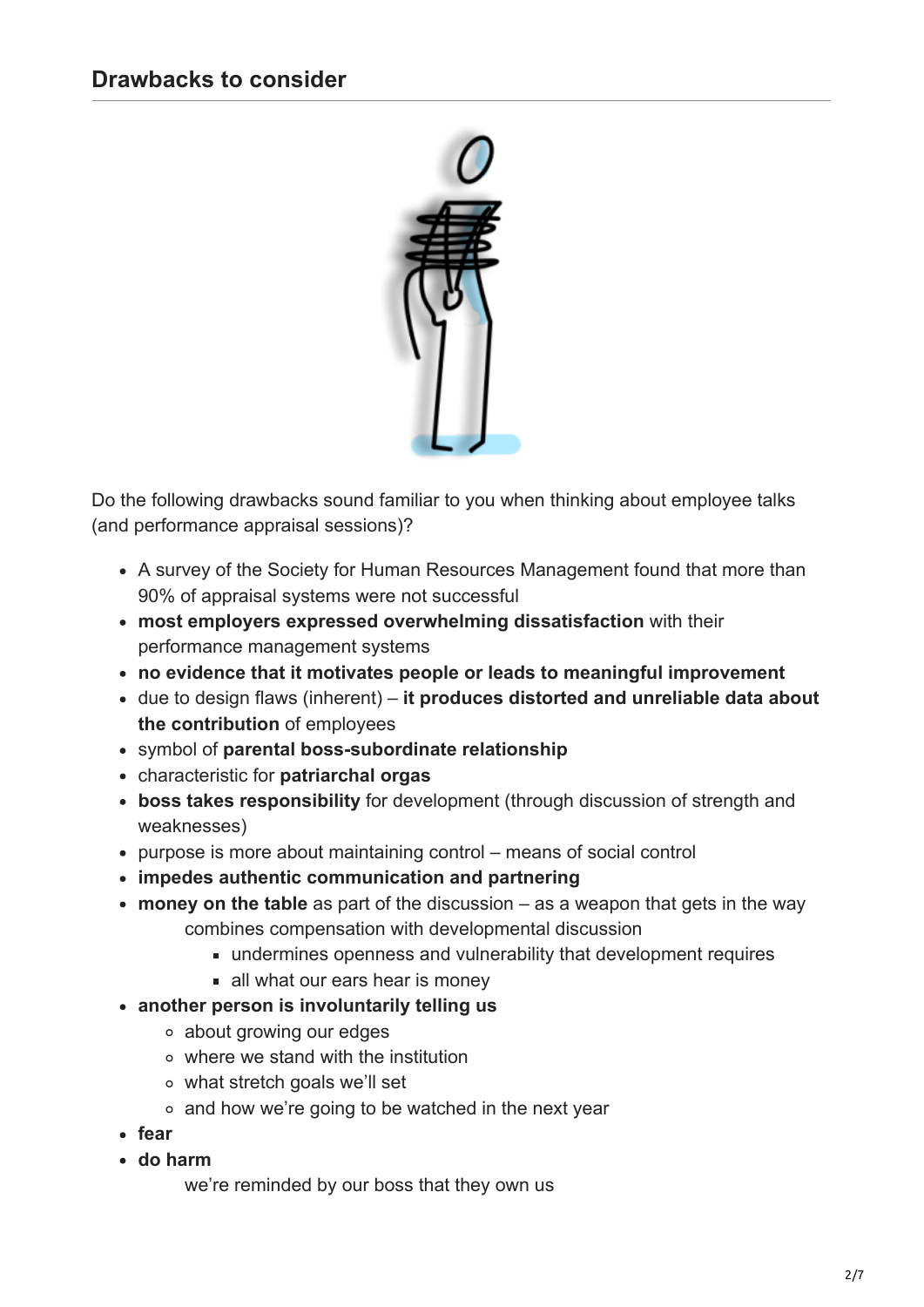## Drawbacks to consider

Do the following drawbacks sound familiar to you when thinking about employee talks (and performance appraisal sessions)?

- A survey of the Society for Human Resources Management found that more than 90% of appraisal systems were not successful
- **most employers expressed overwhelming dissatisfaction** with their performance management systems
- **no evidence that it motivates people or leads to meaningful improvement**
- due to design flaws (inherent) – **it produces distorted and unreliable data about the contribution** of employees
- symbol of **parental boss-subordinate relationship**
- characteristic for **patriarchal orgas**
- **boss takes responsibility** for development (through discussion of strength and weaknesses)
- purpose is more about maintaining control – means of social control
- **impedes authentic communication and partnering**
- **money on the table** as part of the discussion – as a weapon that gets in the way
  combines compensation with developmental discussion
    - undermines openness and vulnerability that development requires
    - all what our ears hear is money
- **another person is involuntarily telling us**
  - about growing our edges
  - where we stand with the institution
  - what stretch goals we'll set
  - and how we're going to be watched in the next year
- **fear**
- **do harm**
  we're reminded by our boss that they own us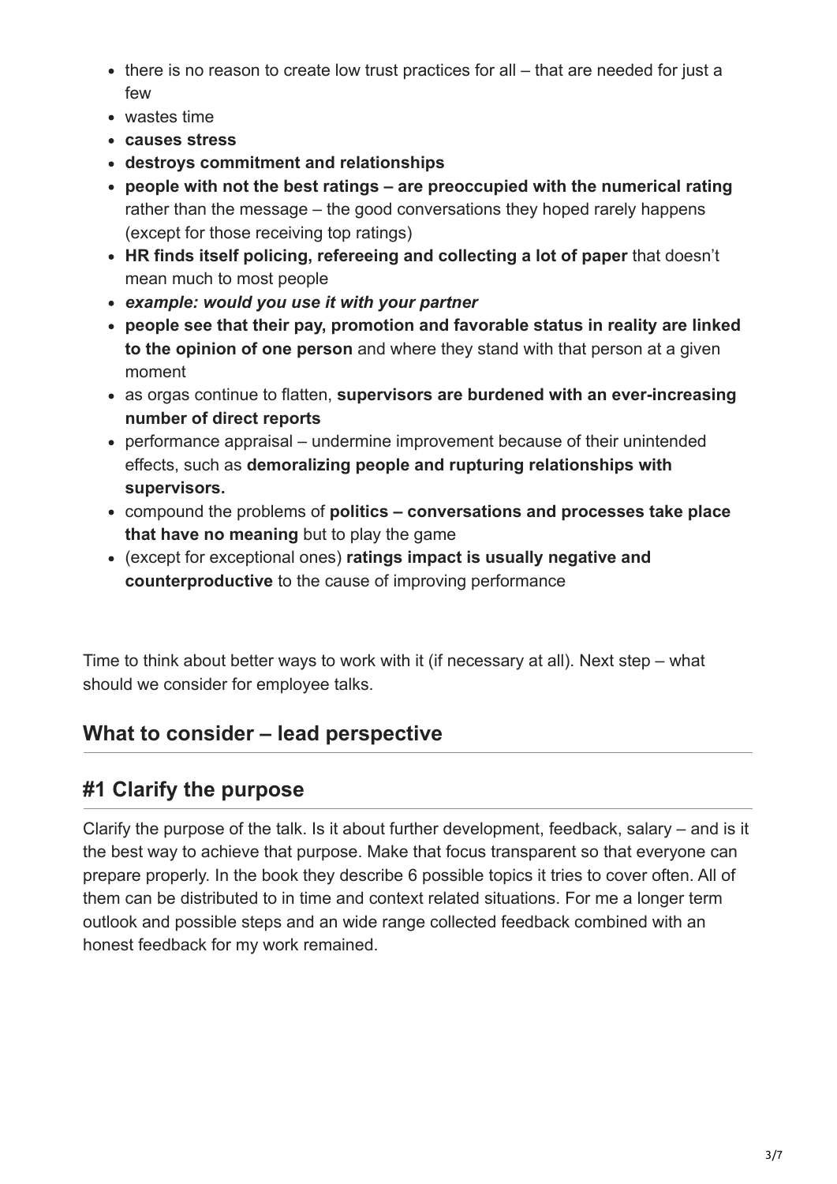- there is no reason to create low trust practices for all – that are needed for just a few
- wastes time
- **causes stress**
- **destroys commitment and relationships**
- **people with not the best ratings – are preoccupied with the numerical rating** rather than the message – the good conversations they hoped rarely happens (except for those receiving top ratings)
- **HR finds itself policing, refereeing and collecting a lot of paper** that doesn't mean much to most people
- ***example: would you use it with your partner***
- **people see that their pay, promotion and favorable status in reality are linked to the opinion of one person** and where they stand with that person at a given moment
- as orgas continue to flatten, **supervisors are burdened with an ever-increasing number of direct reports**
- performance appraisal – undermine improvement because of their unintended effects, such as **demoralizing people and rupturing relationships with supervisors.**
- compound the problems of **politics – conversations and processes take place that have no meaning** but to play the game
- (except for exceptional ones) **ratings impact is usually negative and counterproductive** to the cause of improving performance

Time to think about better ways to work with it (if necessary at all). Next step – what should we consider for employee talks.

## What to consider – lead perspective

## #1 Clarify the purpose

Clarify the purpose of the talk. Is it about further development, feedback, salary – and is it the best way to achieve that purpose. Make that focus transparent so that everyone can prepare properly. In the book they describe 6 possible topics it tries to cover often. All of them can be distributed to in time and context related situations. For me a longer term outlook and possible steps and an wide range collected feedback combined with an honest feedback for my work remained.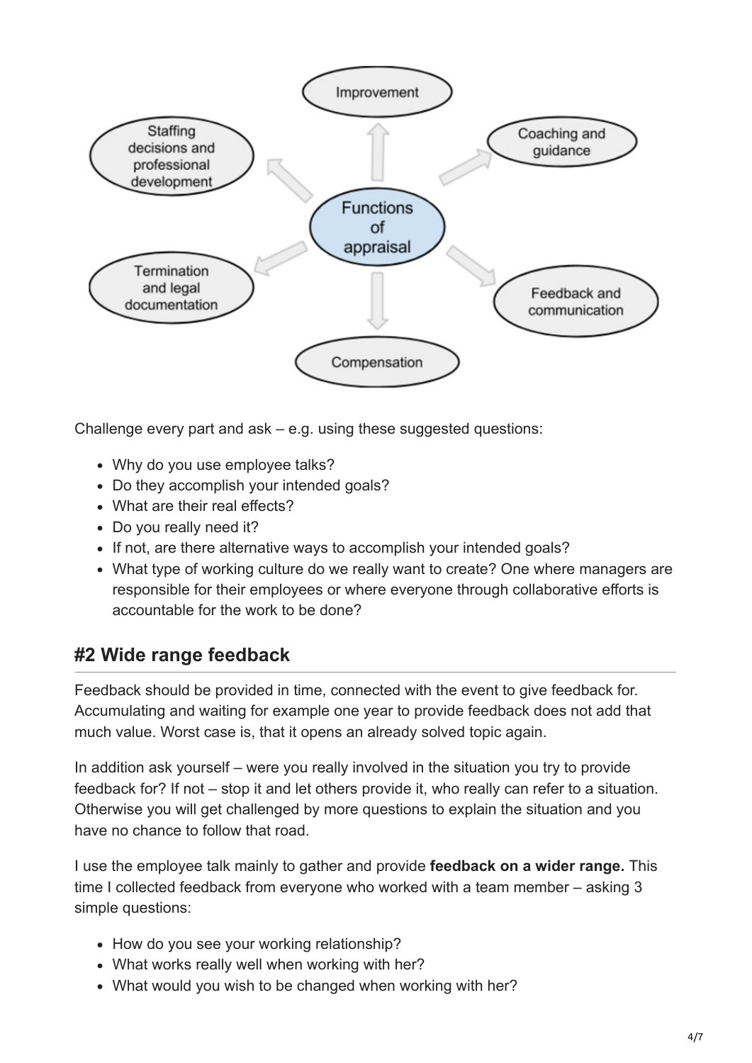**Functions of appraisal**

- Improvement
- Coaching and guidance
- Feedback and communication
- Compensation
- Termination and legal documentation
- Staffing decisions and professional development

Challenge every part and ask – e.g. using these suggested questions:

- Why do you use employee talks?
- Do they accomplish your intended goals?
- What are their real effects?
- Do you really need it?
- If not, are there alternative ways to accomplish your intended goals?
- What type of working culture do we really want to create? One where managers are responsible for their employees or where everyone through collaborative efforts is accountable for the work to be done?

## #2 Wide range feedback

Feedback should be provided in time, connected with the event to give feedback for. Accumulating and waiting for example one year to provide feedback does not add that much value. Worst case is, that it opens an already solved topic again.

In addition ask yourself – were you really involved in the situation you try to provide feedback for? If not – stop it and let others provide it, who really can refer to a situation. Otherwise you will get challenged by more questions to explain the situation and you have no chance to follow that road.

I use the employee talk mainly to gather and provide **feedback on a wider range.** This time I collected feedback from everyone who worked with a team member – asking 3 simple questions:

- How do you see your working relationship?
- What works really well when working with her?
- What would you wish to be changed when working with her?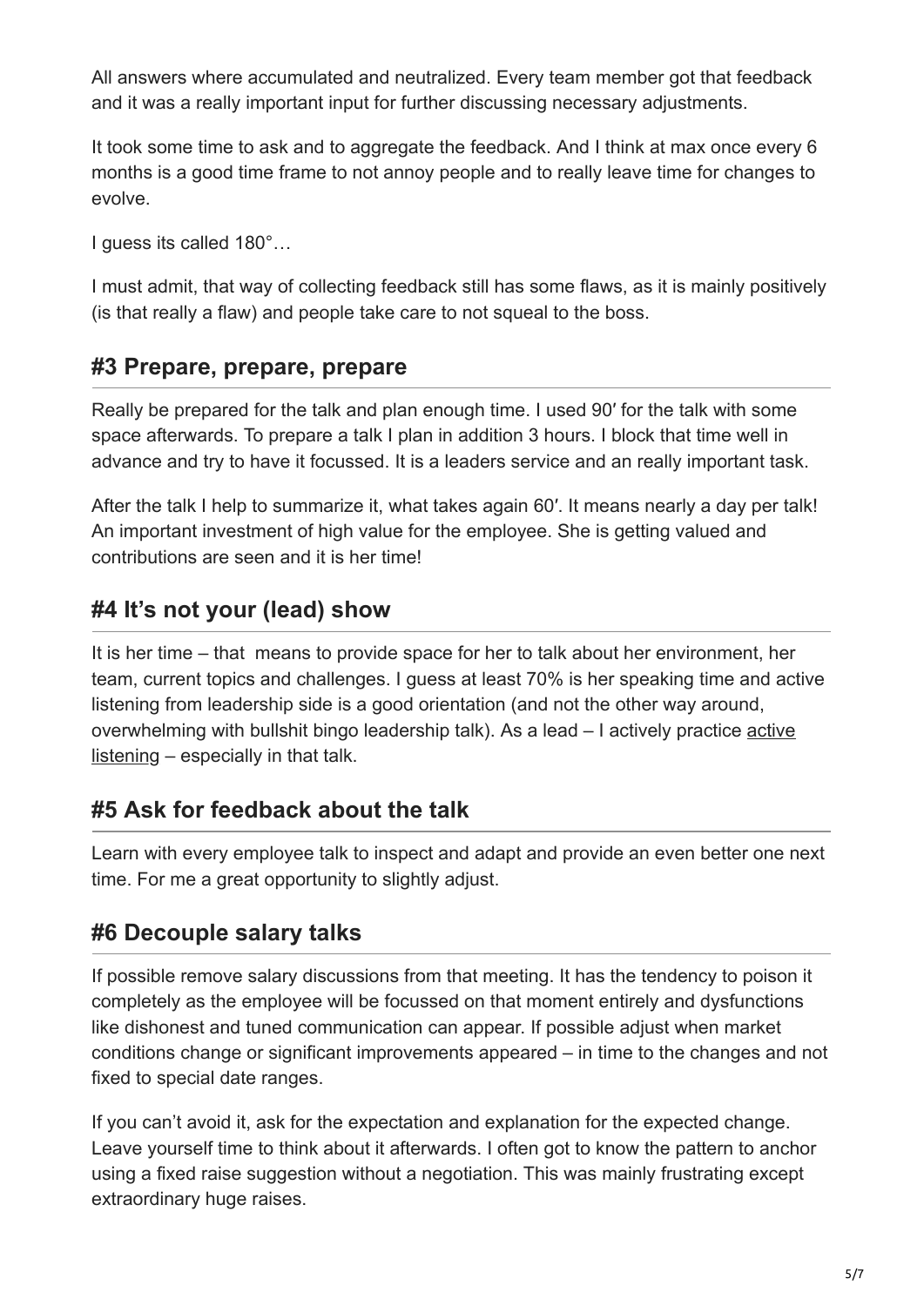All answers where accumulated and neutralized. Every team member got that feedback and it was a really important input for further discussing necessary adjustments.

It took some time to ask and to aggregate the feedback. And I think at max once every 6 months is a good time frame to not annoy people and to really leave time for changes to evolve.

I guess its called 180°…

I must admit, that way of collecting feedback still has some flaws, as it is mainly positively (is that really a flaw) and people take care to not squeal to the boss.

## #3 Prepare, prepare, prepare

Really be prepared for the talk and plan enough time. I used 90′ for the talk with some space afterwards. To prepare a talk I plan in addition 3 hours. I block that time well in advance and try to have it focussed. It is a leaders service and an really important task.

After the talk I help to summarize it, what takes again 60′. It means nearly a day per talk! An important investment of high value for the employee. She is getting valued and contributions are seen and it is her time!

## #4 It's not your (lead) show

It is her time – that means to provide space for her to talk about her environment, her team, current topics and challenges. I guess at least 70% is her speaking time and active listening from leadership side is a good orientation (and not the other way around, overwhelming with bullshit bingo leadership talk). As a lead – I actively practice active listening – especially in that talk.

## #5 Ask for feedback about the talk

Learn with every employee talk to inspect and adapt and provide an even better one next time. For me a great opportunity to slightly adjust.

## #6 Decouple salary talks

If possible remove salary discussions from that meeting. It has the tendency to poison it completely as the employee will be focussed on that moment entirely and dysfunctions like dishonest and tuned communication can appear. If possible adjust when market conditions change or significant improvements appeared – in time to the changes and not fixed to special date ranges.

If you can't avoid it, ask for the expectation and explanation for the expected change. Leave yourself time to think about it afterwards. I often got to know the pattern to anchor using a fixed raise suggestion without a negotiation. This was mainly frustrating except extraordinary huge raises.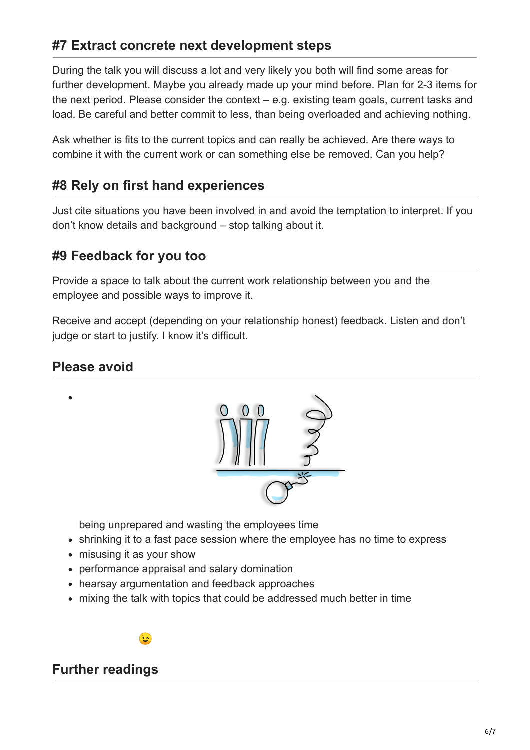## #7 Extract concrete next development steps

During the talk you will discuss a lot and very likely you both will find some areas for further development. Maybe you already made up your mind before. Plan for 2-3 items for the next period. Please consider the context – e.g. existing team goals, current tasks and load. Be careful and better commit to less, than being overloaded and achieving nothing.

Ask whether is fits to the current topics and can really be achieved. Are there ways to combine it with the current work or can something else be removed. Can you help?

## #8 Rely on first hand experiences

Just cite situations you have been involved in and avoid the temptation to interpret. If you don't know details and background – stop talking about it.

## #9 Feedback for you too

Provide a space to talk about the current work relationship between you and the employee and possible ways to improve it.

Receive and accept (depending on your relationship honest) feedback. Listen and don't judge or start to justify. I know it's difficult.

## Please avoid

- being unprepared and wasting the employees time
- shrinking it to a fast pace session where the employee has no time to express
- misusing it as your show
- performance appraisal and salary domination
- hearsay argumentation and feedback approaches
- mixing the talk with topics that could be addressed much better in time

😉

## Further readings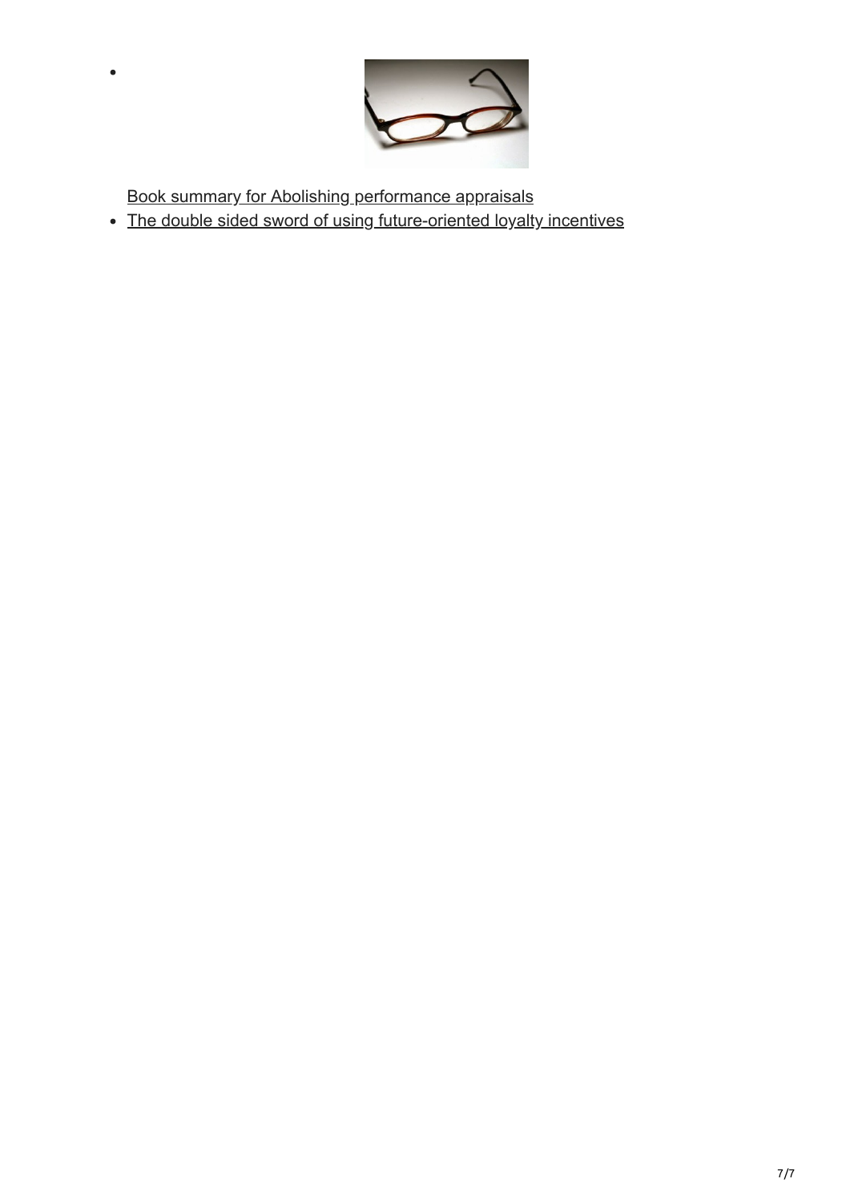- Book summary for Abolishing performance appraisals
- The double sided sword of using future-oriented loyalty incentives